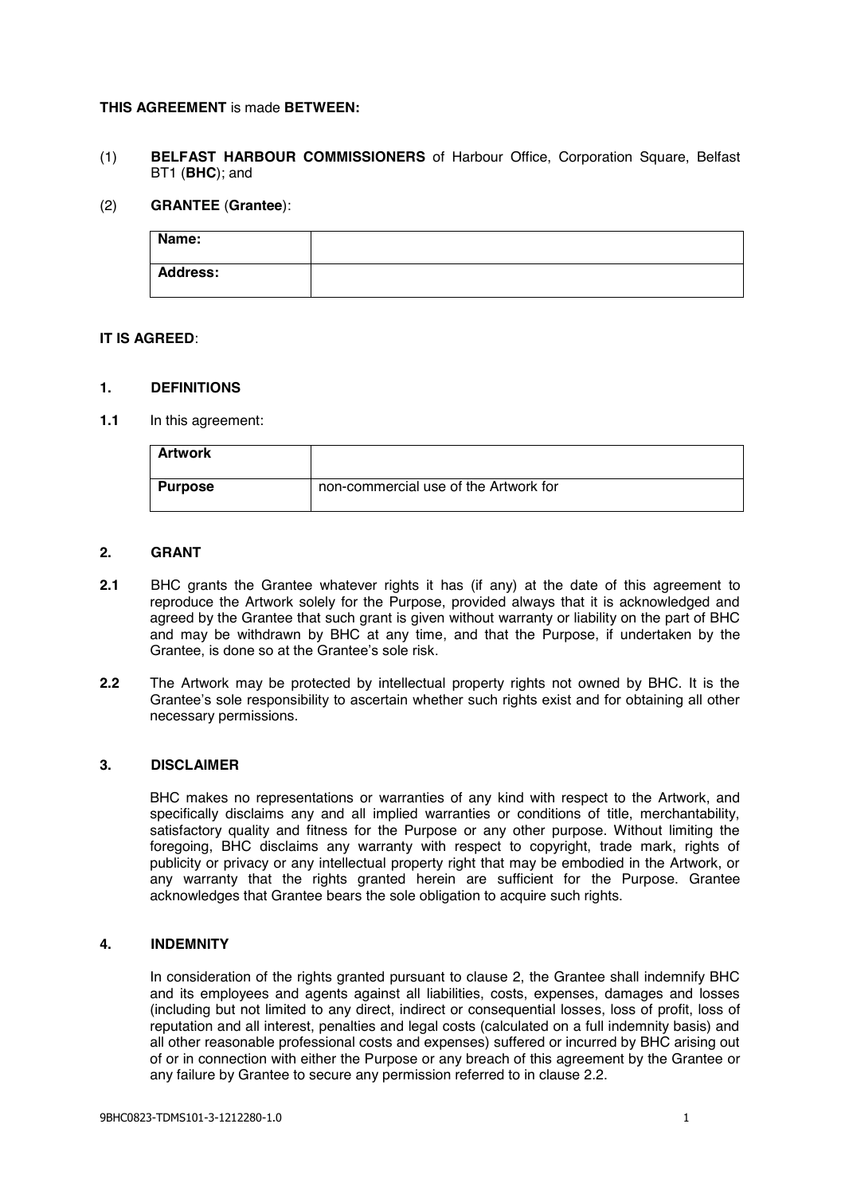**THIS AGREEMENT** is made **BETWEEN:**

(1) **BELFAST HARBOUR COMMISSIONERS** of Harbour Office, Corporation Square, Belfast BT1 (**BHC**); and

(2) **GRANTEE** (**Grantee**):

| **Name:** | |
|---|---|
| **Address:** | |

**IT IS AGREED**:

## 1. DEFINITIONS

**1.1** In this agreement:

| **Artwork** | |
|---|---|
| **Purpose** | non-commercial use of the Artwork for |

## 2. GRANT

**2.1** BHC grants the Grantee whatever rights it has (if any) at the date of this agreement to reproduce the Artwork solely for the Purpose, provided always that it is acknowledged and agreed by the Grantee that such grant is given without warranty or liability on the part of BHC and may be withdrawn by BHC at any time, and that the Purpose, if undertaken by the Grantee, is done so at the Grantee's sole risk.

**2.2** The Artwork may be protected by intellectual property rights not owned by BHC. It is the Grantee's sole responsibility to ascertain whether such rights exist and for obtaining all other necessary permissions.

## 3. DISCLAIMER

BHC makes no representations or warranties of any kind with respect to the Artwork, and specifically disclaims any and all implied warranties or conditions of title, merchantability, satisfactory quality and fitness for the Purpose or any other purpose. Without limiting the foregoing, BHC disclaims any warranty with respect to copyright, trade mark, rights of publicity or privacy or any intellectual property right that may be embodied in the Artwork, or any warranty that the rights granted herein are sufficient for the Purpose. Grantee acknowledges that Grantee bears the sole obligation to acquire such rights.

## 4. INDEMNITY

In consideration of the rights granted pursuant to clause 2, the Grantee shall indemnify BHC and its employees and agents against all liabilities, costs, expenses, damages and losses (including but not limited to any direct, indirect or consequential losses, loss of profit, loss of reputation and all interest, penalties and legal costs (calculated on a full indemnity basis) and all other reasonable professional costs and expenses) suffered or incurred by BHC arising out of or in connection with either the Purpose or any breach of this agreement by the Grantee or any failure by Grantee to secure any permission referred to in clause 2.2.

9BHC0823-TDMS101-3-1212280-1.0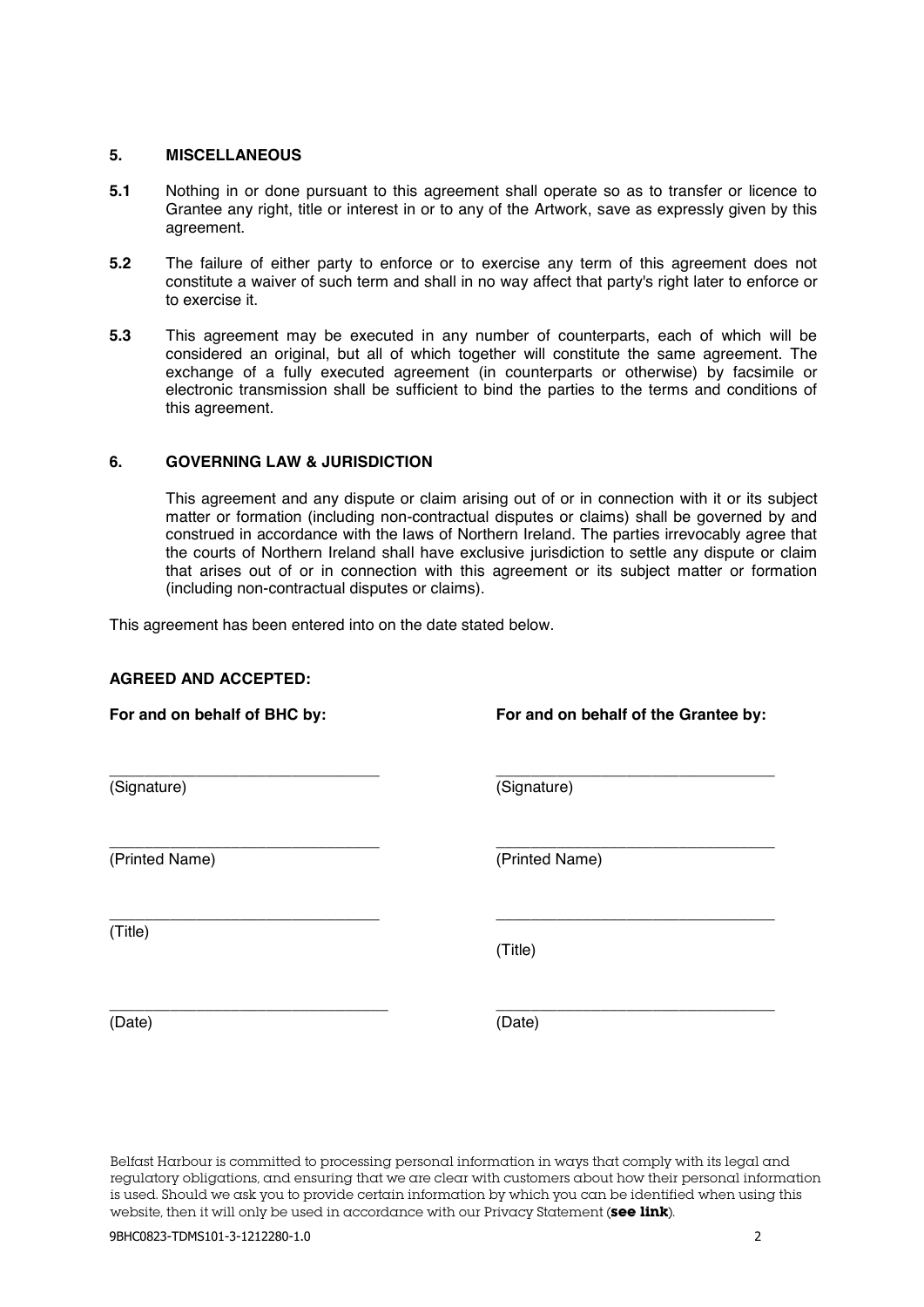## 5. MISCELLANEOUS

**5.1** Nothing in or done pursuant to this agreement shall operate so as to transfer or licence to Grantee any right, title or interest in or to any of the Artwork, save as expressly given by this agreement.

**5.2** The failure of either party to enforce or to exercise any term of this agreement does not constitute a waiver of such term and shall in no way affect that party's right later to enforce or to exercise it.

**5.3** This agreement may be executed in any number of counterparts, each of which will be considered an original, but all of which together will constitute the same agreement. The exchange of a fully executed agreement (in counterparts or otherwise) by facsimile or electronic transmission shall be sufficient to bind the parties to the terms and conditions of this agreement.

## 6. GOVERNING LAW & JURISDICTION

This agreement and any dispute or claim arising out of or in connection with it or its subject matter or formation (including non-contractual disputes or claims) shall be governed by and construed in accordance with the laws of Northern Ireland. The parties irrevocably agree that the courts of Northern Ireland shall have exclusive jurisdiction to settle any dispute or claim that arises out of or in connection with this agreement or its subject matter or formation (including non-contractual disputes or claims).

This agreement has been entered into on the date stated below.

**AGREED AND ACCEPTED:**

| **For and on behalf of BHC by:** | **For and on behalf of the Grantee by:** |
| --- | --- |
| ______________________________ | ______________________________ |
| (Signature) | (Signature) |
| ______________________________ | ______________________________ |
| (Printed Name) | (Printed Name) |
| ______________________________ | ______________________________ |
| (Title) | (Title) |
| ______________________________ | ______________________________ |
| (Date) | (Date) |

Belfast Harbour is committed to processing personal information in ways that comply with its legal and regulatory obligations, and ensuring that we are clear with customers about how their personal information is used. Should we ask you to provide certain information by which you can be identified when using this website, then it will only be used in accordance with our Privacy Statement (**see link**).

9BHC0823-TDMS101-3-1212280-1.0